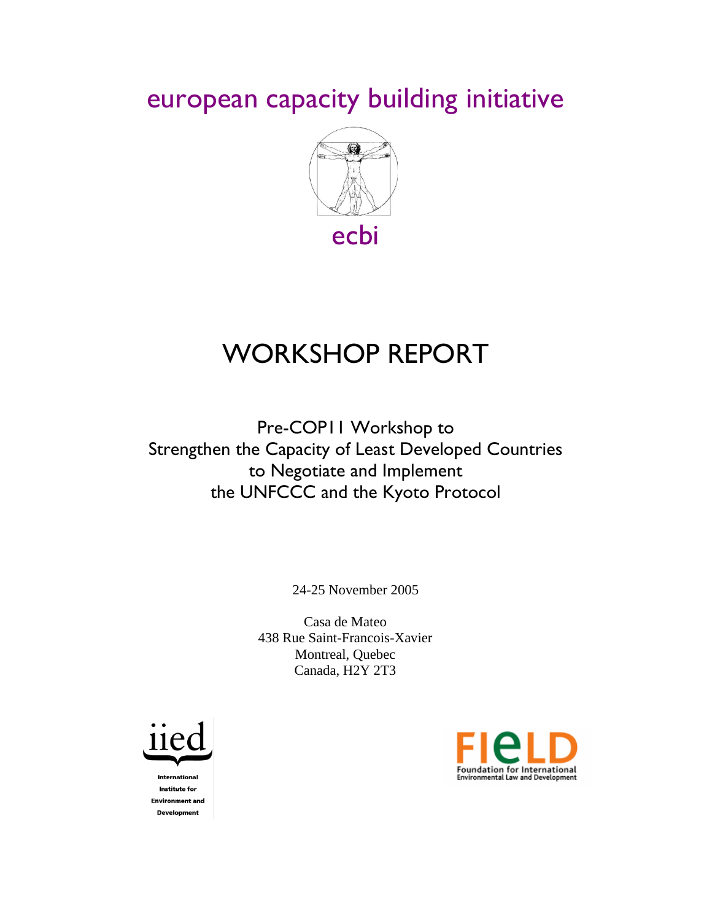european capacity building initiative

ecbi

# WORKSHOP REPORT

## Pre-COP11 Workshop to Strengthen the Capacity of Least Developed Countries to Negotiate and Implement the UNFCCC and the Kyoto Protocol

24-25 November 2005

Casa de Mateo
438 Rue Saint-Francois-Xavier
Montreal, Quebec
Canada, H2Y 2T3

iied
International Institute for Environment and Development

FIELD
Foundation for International Environmental Law and Development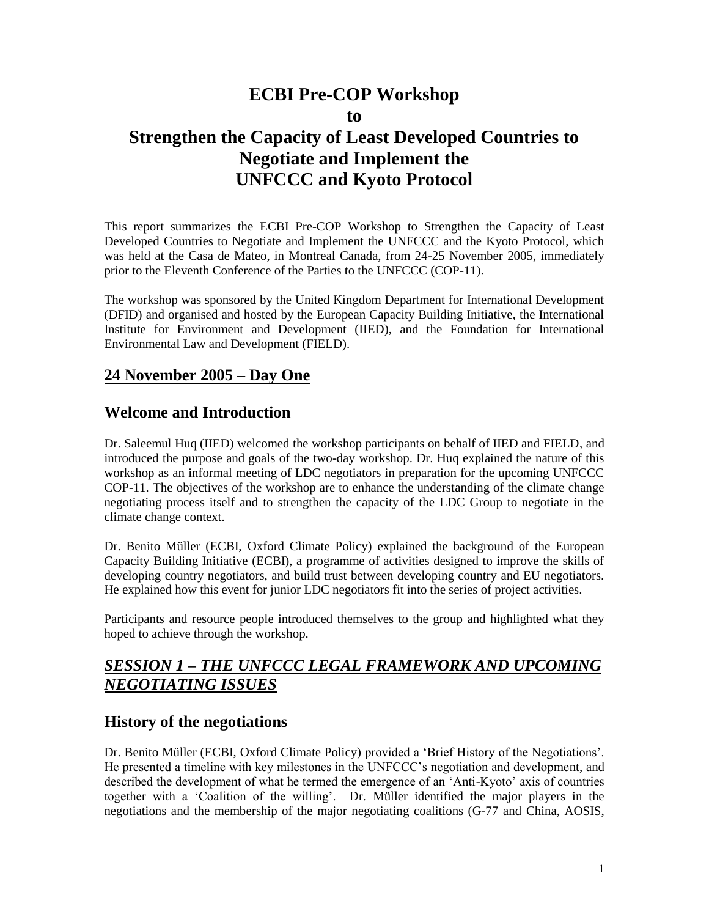# ECBI Pre-COP Workshop
# to
# Strengthen the Capacity of Least Developed Countries to Negotiate and Implement the UNFCCC and Kyoto Protocol

This report summarizes the ECBI Pre-COP Workshop to Strengthen the Capacity of Least Developed Countries to Negotiate and Implement the UNFCCC and the Kyoto Protocol, which was held at the Casa de Mateo, in Montreal Canada, from 24-25 November 2005, immediately prior to the Eleventh Conference of the Parties to the UNFCCC (COP-11).

The workshop was sponsored by the United Kingdom Department for International Development (DFID) and organised and hosted by the European Capacity Building Initiative, the International Institute for Environment and Development (IIED), and the Foundation for International Environmental Law and Development (FIELD).

## <u>24 November 2005 – Day One</u>

## Welcome and Introduction

Dr. Saleemul Huq (IIED) welcomed the workshop participants on behalf of IIED and FIELD, and introduced the purpose and goals of the two-day workshop. Dr. Huq explained the nature of this workshop as an informal meeting of LDC negotiators in preparation for the upcoming UNFCCC COP-11. The objectives of the workshop are to enhance the understanding of the climate change negotiating process itself and to strengthen the capacity of the LDC Group to negotiate in the climate change context.

Dr. Benito Müller (ECBI, Oxford Climate Policy) explained the background of the European Capacity Building Initiative (ECBI), a programme of activities designed to improve the skills of developing country negotiators, and build trust between developing country and EU negotiators. He explained how this event for junior LDC negotiators fit into the series of project activities.

Participants and resource people introduced themselves to the group and highlighted what they hoped to achieve through the workshop.

## <u>*SESSION 1 – THE UNFCCC LEGAL FRAMEWORK AND UPCOMING NEGOTIATING ISSUES*</u>

## History of the negotiations

Dr. Benito Müller (ECBI, Oxford Climate Policy) provided a 'Brief History of the Negotiations'. He presented a timeline with key milestones in the UNFCCC's negotiation and development, and described the development of what he termed the emergence of an 'Anti-Kyoto' axis of countries together with a 'Coalition of the willing'. Dr. Müller identified the major players in the negotiations and the membership of the major negotiating coalitions (G-77 and China, AOSIS,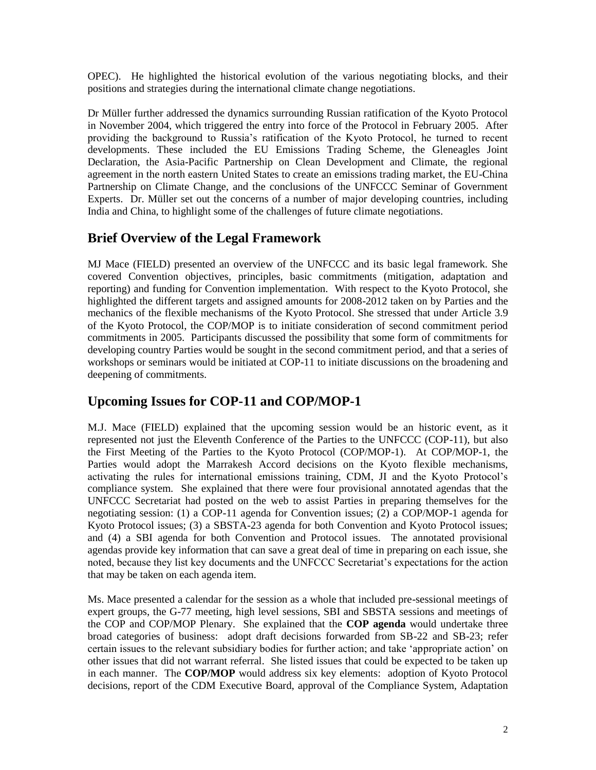OPEC). He highlighted the historical evolution of the various negotiating blocks, and their positions and strategies during the international climate change negotiations.

Dr Müller further addressed the dynamics surrounding Russian ratification of the Kyoto Protocol in November 2004, which triggered the entry into force of the Protocol in February 2005. After providing the background to Russia's ratification of the Kyoto Protocol, he turned to recent developments. These included the EU Emissions Trading Scheme, the Gleneagles Joint Declaration, the Asia-Pacific Partnership on Clean Development and Climate, the regional agreement in the north eastern United States to create an emissions trading market, the EU-China Partnership on Climate Change, and the conclusions of the UNFCCC Seminar of Government Experts. Dr. Müller set out the concerns of a number of major developing countries, including India and China, to highlight some of the challenges of future climate negotiations.

## Brief Overview of the Legal Framework

MJ Mace (FIELD) presented an overview of the UNFCCC and its basic legal framework. She covered Convention objectives, principles, basic commitments (mitigation, adaptation and reporting) and funding for Convention implementation. With respect to the Kyoto Protocol, she highlighted the different targets and assigned amounts for 2008-2012 taken on by Parties and the mechanics of the flexible mechanisms of the Kyoto Protocol. She stressed that under Article 3.9 of the Kyoto Protocol, the COP/MOP is to initiate consideration of second commitment period commitments in 2005. Participants discussed the possibility that some form of commitments for developing country Parties would be sought in the second commitment period, and that a series of workshops or seminars would be initiated at COP-11 to initiate discussions on the broadening and deepening of commitments.

## Upcoming Issues for COP-11 and COP/MOP-1

M.J. Mace (FIELD) explained that the upcoming session would be an historic event, as it represented not just the Eleventh Conference of the Parties to the UNFCCC (COP-11), but also the First Meeting of the Parties to the Kyoto Protocol (COP/MOP-1). At COP/MOP-1, the Parties would adopt the Marrakesh Accord decisions on the Kyoto flexible mechanisms, activating the rules for international emissions training, CDM, JI and the Kyoto Protocol's compliance system. She explained that there were four provisional annotated agendas that the UNFCCC Secretariat had posted on the web to assist Parties in preparing themselves for the negotiating session: (1) a COP-11 agenda for Convention issues; (2) a COP/MOP-1 agenda for Kyoto Protocol issues; (3) a SBSTA-23 agenda for both Convention and Kyoto Protocol issues; and (4) a SBI agenda for both Convention and Protocol issues. The annotated provisional agendas provide key information that can save a great deal of time in preparing on each issue, she noted, because they list key documents and the UNFCCC Secretariat's expectations for the action that may be taken on each agenda item.

Ms. Mace presented a calendar for the session as a whole that included pre-sessional meetings of expert groups, the G-77 meeting, high level sessions, SBI and SBSTA sessions and meetings of the COP and COP/MOP Plenary. She explained that the **COP agenda** would undertake three broad categories of business: adopt draft decisions forwarded from SB-22 and SB-23; refer certain issues to the relevant subsidiary bodies for further action; and take 'appropriate action' on other issues that did not warrant referral. She listed issues that could be expected to be taken up in each manner. The **COP/MOP** would address six key elements: adoption of Kyoto Protocol decisions, report of the CDM Executive Board, approval of the Compliance System, Adaptation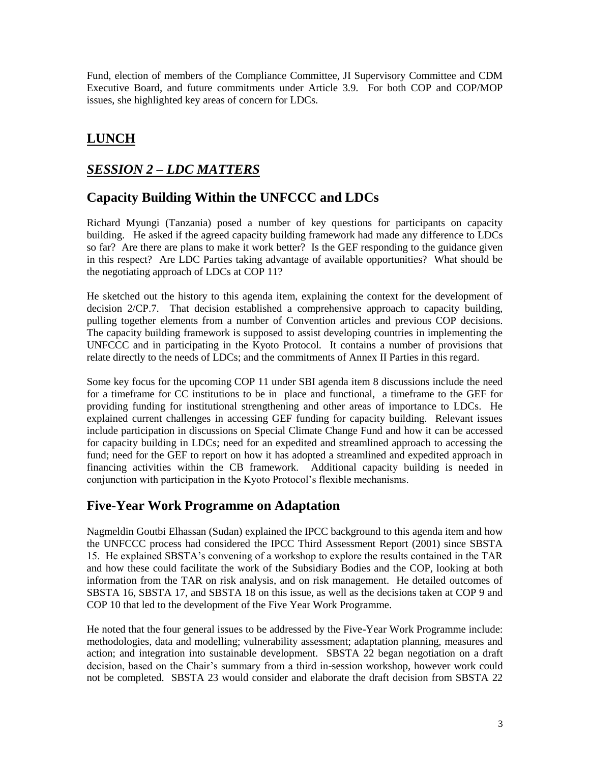Fund, election of members of the Compliance Committee, JI Supervisory Committee and CDM Executive Board, and future commitments under Article 3.9. For both COP and COP/MOP issues, she highlighted key areas of concern for LDCs.

## LUNCH

## *SESSION 2 – LDC MATTERS*

## Capacity Building Within the UNFCCC and LDCs

Richard Myungi (Tanzania) posed a number of key questions for participants on capacity building. He asked if the agreed capacity building framework had made any difference to LDCs so far? Are there are plans to make it work better? Is the GEF responding to the guidance given in this respect? Are LDC Parties taking advantage of available opportunities? What should be the negotiating approach of LDCs at COP 11?

He sketched out the history to this agenda item, explaining the context for the development of decision 2/CP.7. That decision established a comprehensive approach to capacity building, pulling together elements from a number of Convention articles and previous COP decisions. The capacity building framework is supposed to assist developing countries in implementing the UNFCCC and in participating in the Kyoto Protocol. It contains a number of provisions that relate directly to the needs of LDCs; and the commitments of Annex II Parties in this regard.

Some key focus for the upcoming COP 11 under SBI agenda item 8 discussions include the need for a timeframe for CC institutions to be in place and functional, a timeframe to the GEF for providing funding for institutional strengthening and other areas of importance to LDCs. He explained current challenges in accessing GEF funding for capacity building. Relevant issues include participation in discussions on Special Climate Change Fund and how it can be accessed for capacity building in LDCs; need for an expedited and streamlined approach to accessing the fund; need for the GEF to report on how it has adopted a streamlined and expedited approach in financing activities within the CB framework. Additional capacity building is needed in conjunction with participation in the Kyoto Protocol's flexible mechanisms.

## Five-Year Work Programme on Adaptation

Nagmeldin Goutbi Elhassan (Sudan) explained the IPCC background to this agenda item and how the UNFCCC process had considered the IPCC Third Assessment Report (2001) since SBSTA 15. He explained SBSTA's convening of a workshop to explore the results contained in the TAR and how these could facilitate the work of the Subsidiary Bodies and the COP, looking at both information from the TAR on risk analysis, and on risk management. He detailed outcomes of SBSTA 16, SBSTA 17, and SBSTA 18 on this issue, as well as the decisions taken at COP 9 and COP 10 that led to the development of the Five Year Work Programme.

He noted that the four general issues to be addressed by the Five-Year Work Programme include: methodologies, data and modelling; vulnerability assessment; adaptation planning, measures and action; and integration into sustainable development. SBSTA 22 began negotiation on a draft decision, based on the Chair's summary from a third in-session workshop, however work could not be completed. SBSTA 23 would consider and elaborate the draft decision from SBSTA 22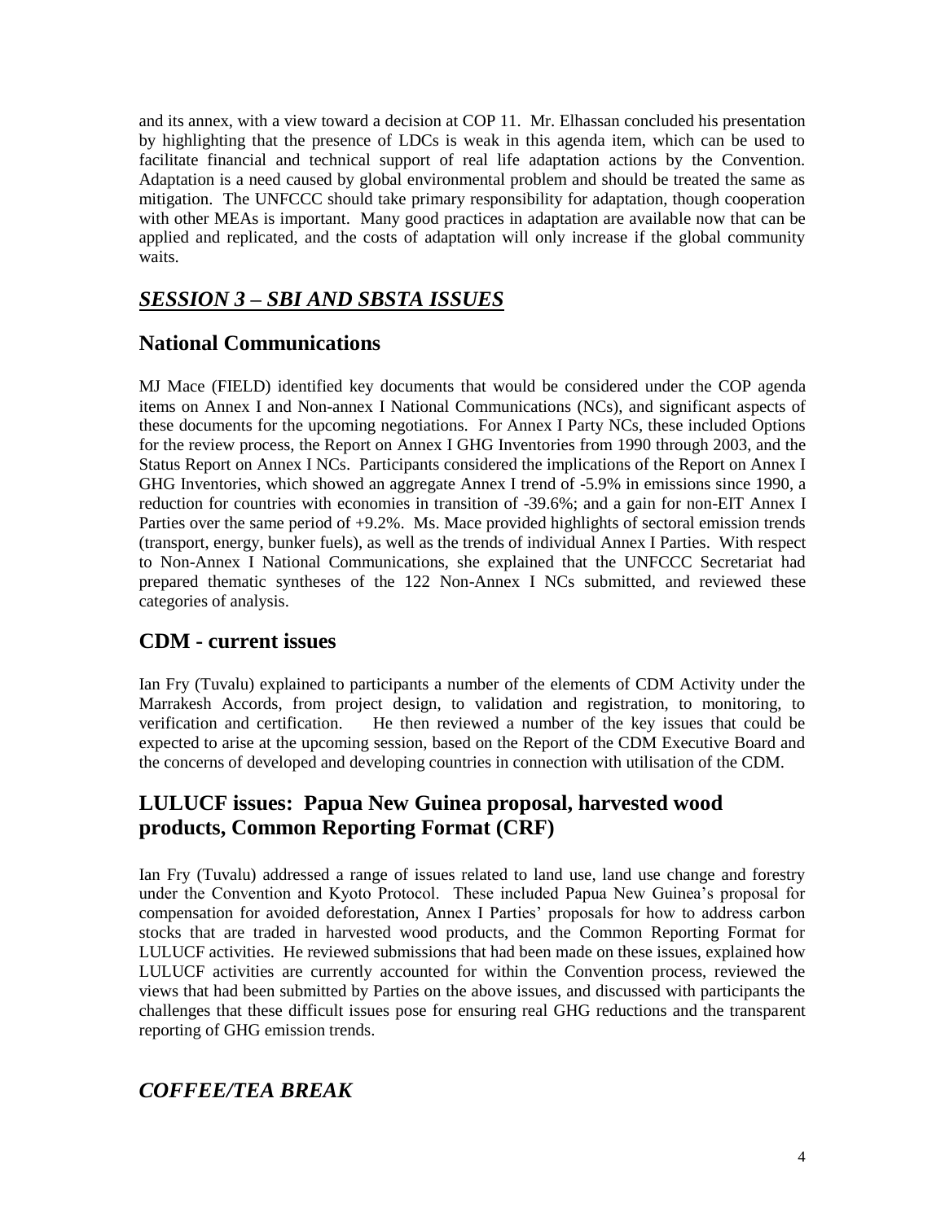and its annex, with a view toward a decision at COP 11. Mr. Elhassan concluded his presentation by highlighting that the presence of LDCs is weak in this agenda item, which can be used to facilitate financial and technical support of real life adaptation actions by the Convention. Adaptation is a need caused by global environmental problem and should be treated the same as mitigation. The UNFCCC should take primary responsibility for adaptation, though cooperation with other MEAs is important. Many good practices in adaptation are available now that can be applied and replicated, and the costs of adaptation will only increase if the global community waits.

## ***SESSION 3 – SBI AND SBSTA ISSUES***

## National Communications

MJ Mace (FIELD) identified key documents that would be considered under the COP agenda items on Annex I and Non-annex I National Communications (NCs), and significant aspects of these documents for the upcoming negotiations. For Annex I Party NCs, these included Options for the review process, the Report on Annex I GHG Inventories from 1990 through 2003, and the Status Report on Annex I NCs. Participants considered the implications of the Report on Annex I GHG Inventories, which showed an aggregate Annex I trend of -5.9% in emissions since 1990, a reduction for countries with economies in transition of -39.6%; and a gain for non-EIT Annex I Parties over the same period of +9.2%. Ms. Mace provided highlights of sectoral emission trends (transport, energy, bunker fuels), as well as the trends of individual Annex I Parties. With respect to Non-Annex I National Communications, she explained that the UNFCCC Secretariat had prepared thematic syntheses of the 122 Non-Annex I NCs submitted, and reviewed these categories of analysis.

## CDM - current issues

Ian Fry (Tuvalu) explained to participants a number of the elements of CDM Activity under the Marrakesh Accords, from project design, to validation and registration, to monitoring, to verification and certification. He then reviewed a number of the key issues that could be expected to arise at the upcoming session, based on the Report of the CDM Executive Board and the concerns of developed and developing countries in connection with utilisation of the CDM.

## LULUCF issues: Papua New Guinea proposal, harvested wood products, Common Reporting Format (CRF)

Ian Fry (Tuvalu) addressed a range of issues related to land use, land use change and forestry under the Convention and Kyoto Protocol. These included Papua New Guinea's proposal for compensation for avoided deforestation, Annex I Parties' proposals for how to address carbon stocks that are traded in harvested wood products, and the Common Reporting Format for LULUCF activities. He reviewed submissions that had been made on these issues, explained how LULUCF activities are currently accounted for within the Convention process, reviewed the views that had been submitted by Parties on the above issues, and discussed with participants the challenges that these difficult issues pose for ensuring real GHG reductions and the transparent reporting of GHG emission trends.

## *COFFEE/TEA BREAK*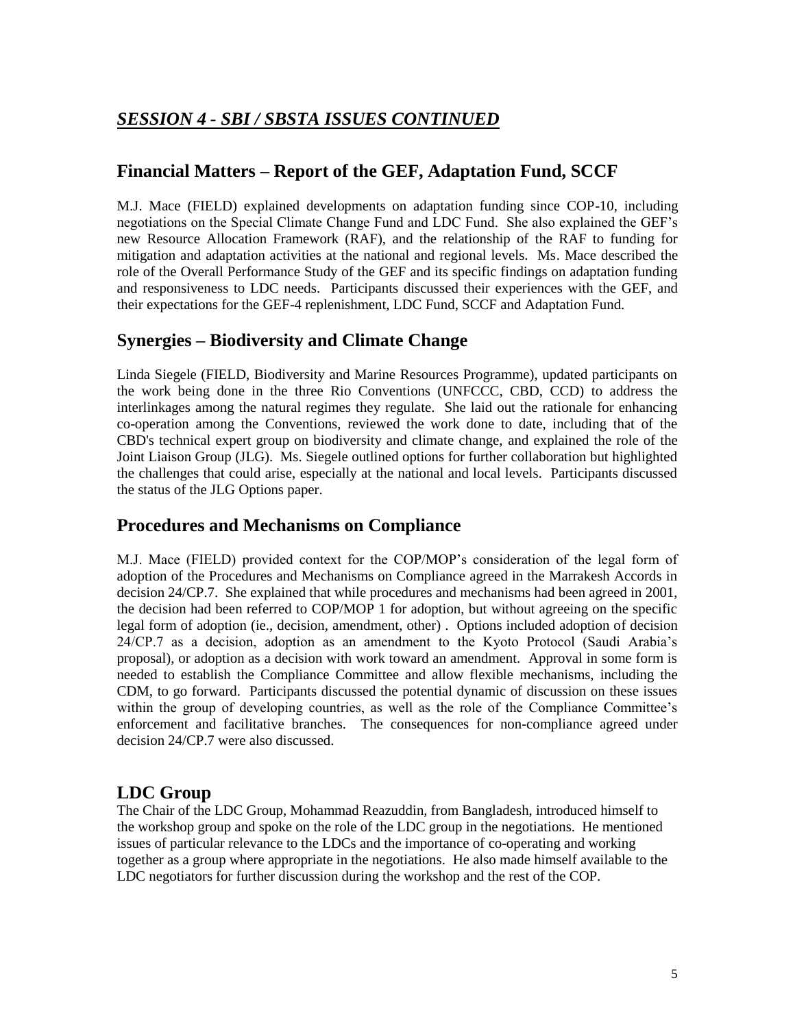## ***SESSION 4 - SBI / SBSTA ISSUES CONTINUED***

## Financial Matters – Report of the GEF, Adaptation Fund, SCCF

M.J. Mace (FIELD) explained developments on adaptation funding since COP-10, including negotiations on the Special Climate Change Fund and LDC Fund. She also explained the GEF's new Resource Allocation Framework (RAF), and the relationship of the RAF to funding for mitigation and adaptation activities at the national and regional levels. Ms. Mace described the role of the Overall Performance Study of the GEF and its specific findings on adaptation funding and responsiveness to LDC needs. Participants discussed their experiences with the GEF, and their expectations for the GEF-4 replenishment, LDC Fund, SCCF and Adaptation Fund.

## Synergies – Biodiversity and Climate Change

Linda Siegele (FIELD, Biodiversity and Marine Resources Programme), updated participants on the work being done in the three Rio Conventions (UNFCCC, CBD, CCD) to address the interlinkages among the natural regimes they regulate. She laid out the rationale for enhancing co-operation among the Conventions, reviewed the work done to date, including that of the CBD's technical expert group on biodiversity and climate change, and explained the role of the Joint Liaison Group (JLG). Ms. Siegele outlined options for further collaboration but highlighted the challenges that could arise, especially at the national and local levels. Participants discussed the status of the JLG Options paper.

## Procedures and Mechanisms on Compliance

M.J. Mace (FIELD) provided context for the COP/MOP's consideration of the legal form of adoption of the Procedures and Mechanisms on Compliance agreed in the Marrakesh Accords in decision 24/CP.7. She explained that while procedures and mechanisms had been agreed in 2001, the decision had been referred to COP/MOP 1 for adoption, but without agreeing on the specific legal form of adoption (ie., decision, amendment, other) . Options included adoption of decision 24/CP.7 as a decision, adoption as an amendment to the Kyoto Protocol (Saudi Arabia's proposal), or adoption as a decision with work toward an amendment. Approval in some form is needed to establish the Compliance Committee and allow flexible mechanisms, including the CDM, to go forward. Participants discussed the potential dynamic of discussion on these issues within the group of developing countries, as well as the role of the Compliance Committee's enforcement and facilitative branches. The consequences for non-compliance agreed under decision 24/CP.7 were also discussed.

## LDC Group

The Chair of the LDC Group, Mohammad Reazuddin, from Bangladesh, introduced himself to the workshop group and spoke on the role of the LDC group in the negotiations. He mentioned issues of particular relevance to the LDCs and the importance of co-operating and working together as a group where appropriate in the negotiations. He also made himself available to the LDC negotiators for further discussion during the workshop and the rest of the COP.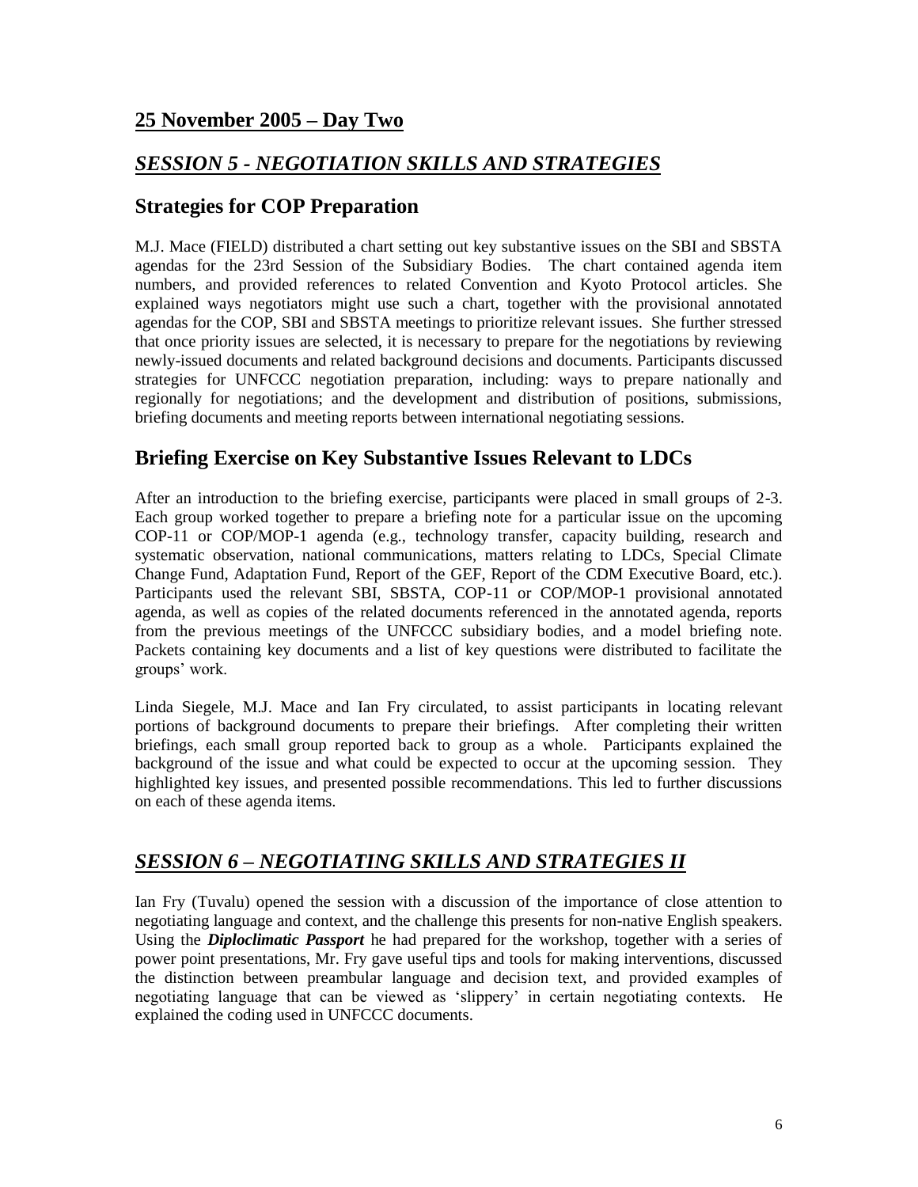## 25 November 2005 – Day Two

## *SESSION 5 - NEGOTIATION SKILLS AND STRATEGIES*

### Strategies for COP Preparation

M.J. Mace (FIELD) distributed a chart setting out key substantive issues on the SBI and SBSTA agendas for the 23rd Session of the Subsidiary Bodies. The chart contained agenda item numbers, and provided references to related Convention and Kyoto Protocol articles. She explained ways negotiators might use such a chart, together with the provisional annotated agendas for the COP, SBI and SBSTA meetings to prioritize relevant issues. She further stressed that once priority issues are selected, it is necessary to prepare for the negotiations by reviewing newly-issued documents and related background decisions and documents. Participants discussed strategies for UNFCCC negotiation preparation, including: ways to prepare nationally and regionally for negotiations; and the development and distribution of positions, submissions, briefing documents and meeting reports between international negotiating sessions.

### Briefing Exercise on Key Substantive Issues Relevant to LDCs

After an introduction to the briefing exercise, participants were placed in small groups of 2-3. Each group worked together to prepare a briefing note for a particular issue on the upcoming COP-11 or COP/MOP-1 agenda (e.g., technology transfer, capacity building, research and systematic observation, national communications, matters relating to LDCs, Special Climate Change Fund, Adaptation Fund, Report of the GEF, Report of the CDM Executive Board, etc.). Participants used the relevant SBI, SBSTA, COP-11 or COP/MOP-1 provisional annotated agenda, as well as copies of the related documents referenced in the annotated agenda, reports from the previous meetings of the UNFCCC subsidiary bodies, and a model briefing note. Packets containing key documents and a list of key questions were distributed to facilitate the groups' work.

Linda Siegele, M.J. Mace and Ian Fry circulated, to assist participants in locating relevant portions of background documents to prepare their briefings. After completing their written briefings, each small group reported back to group as a whole. Participants explained the background of the issue and what could be expected to occur at the upcoming session. They highlighted key issues, and presented possible recommendations. This led to further discussions on each of these agenda items.

## *SESSION 6 – NEGOTIATING SKILLS AND STRATEGIES II*

Ian Fry (Tuvalu) opened the session with a discussion of the importance of close attention to negotiating language and context, and the challenge this presents for non-native English speakers. Using the ***Diploclimatic Passport*** he had prepared for the workshop, together with a series of power point presentations, Mr. Fry gave useful tips and tools for making interventions, discussed the distinction between preambular language and decision text, and provided examples of negotiating language that can be viewed as 'slippery' in certain negotiating contexts. He explained the coding used in UNFCCC documents.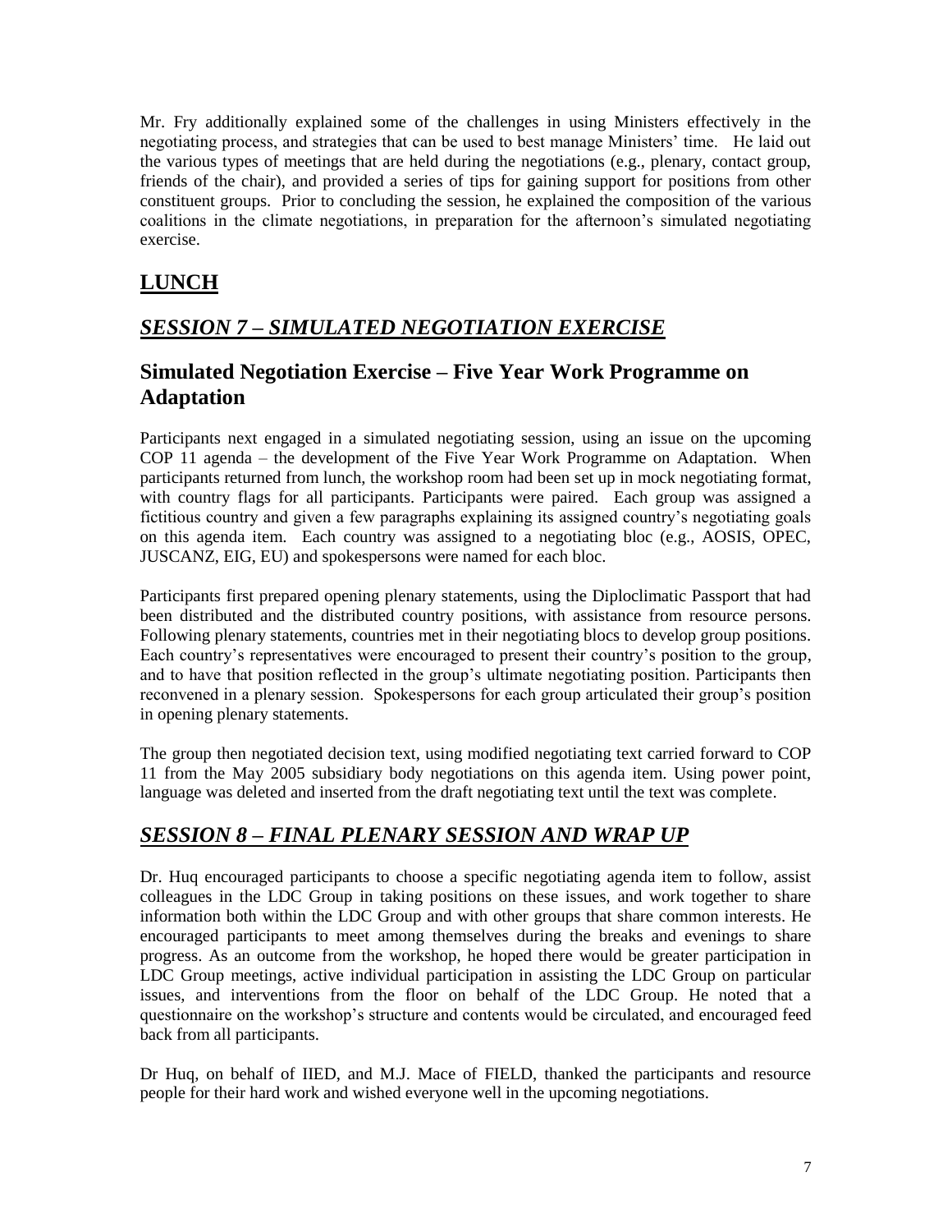Mr. Fry additionally explained some of the challenges in using Ministers effectively in the negotiating process, and strategies that can be used to best manage Ministers' time. He laid out the various types of meetings that are held during the negotiations (e.g., plenary, contact group, friends of the chair), and provided a series of tips for gaining support for positions from other constituent groups. Prior to concluding the session, he explained the composition of the various coalitions in the climate negotiations, in preparation for the afternoon's simulated negotiating exercise.

## **LUNCH**

## ***SESSION 7 – SIMULATED NEGOTIATION EXERCISE***

### Simulated Negotiation Exercise – Five Year Work Programme on Adaptation

Participants next engaged in a simulated negotiating session, using an issue on the upcoming COP 11 agenda – the development of the Five Year Work Programme on Adaptation. When participants returned from lunch, the workshop room had been set up in mock negotiating format, with country flags for all participants. Participants were paired. Each group was assigned a fictitious country and given a few paragraphs explaining its assigned country's negotiating goals on this agenda item. Each country was assigned to a negotiating bloc (e.g., AOSIS, OPEC, JUSCANZ, EIG, EU) and spokespersons were named for each bloc.

Participants first prepared opening plenary statements, using the Diploclimatic Passport that had been distributed and the distributed country positions, with assistance from resource persons. Following plenary statements, countries met in their negotiating blocs to develop group positions. Each country's representatives were encouraged to present their country's position to the group, and to have that position reflected in the group's ultimate negotiating position. Participants then reconvened in a plenary session. Spokespersons for each group articulated their group's position in opening plenary statements.

The group then negotiated decision text, using modified negotiating text carried forward to COP 11 from the May 2005 subsidiary body negotiations on this agenda item. Using power point, language was deleted and inserted from the draft negotiating text until the text was complete.

## ***SESSION 8 – FINAL PLENARY SESSION AND WRAP UP***

Dr. Huq encouraged participants to choose a specific negotiating agenda item to follow, assist colleagues in the LDC Group in taking positions on these issues, and work together to share information both within the LDC Group and with other groups that share common interests. He encouraged participants to meet among themselves during the breaks and evenings to share progress. As an outcome from the workshop, he hoped there would be greater participation in LDC Group meetings, active individual participation in assisting the LDC Group on particular issues, and interventions from the floor on behalf of the LDC Group. He noted that a questionnaire on the workshop's structure and contents would be circulated, and encouraged feed back from all participants.

Dr Huq, on behalf of IIED, and M.J. Mace of FIELD, thanked the participants and resource people for their hard work and wished everyone well in the upcoming negotiations.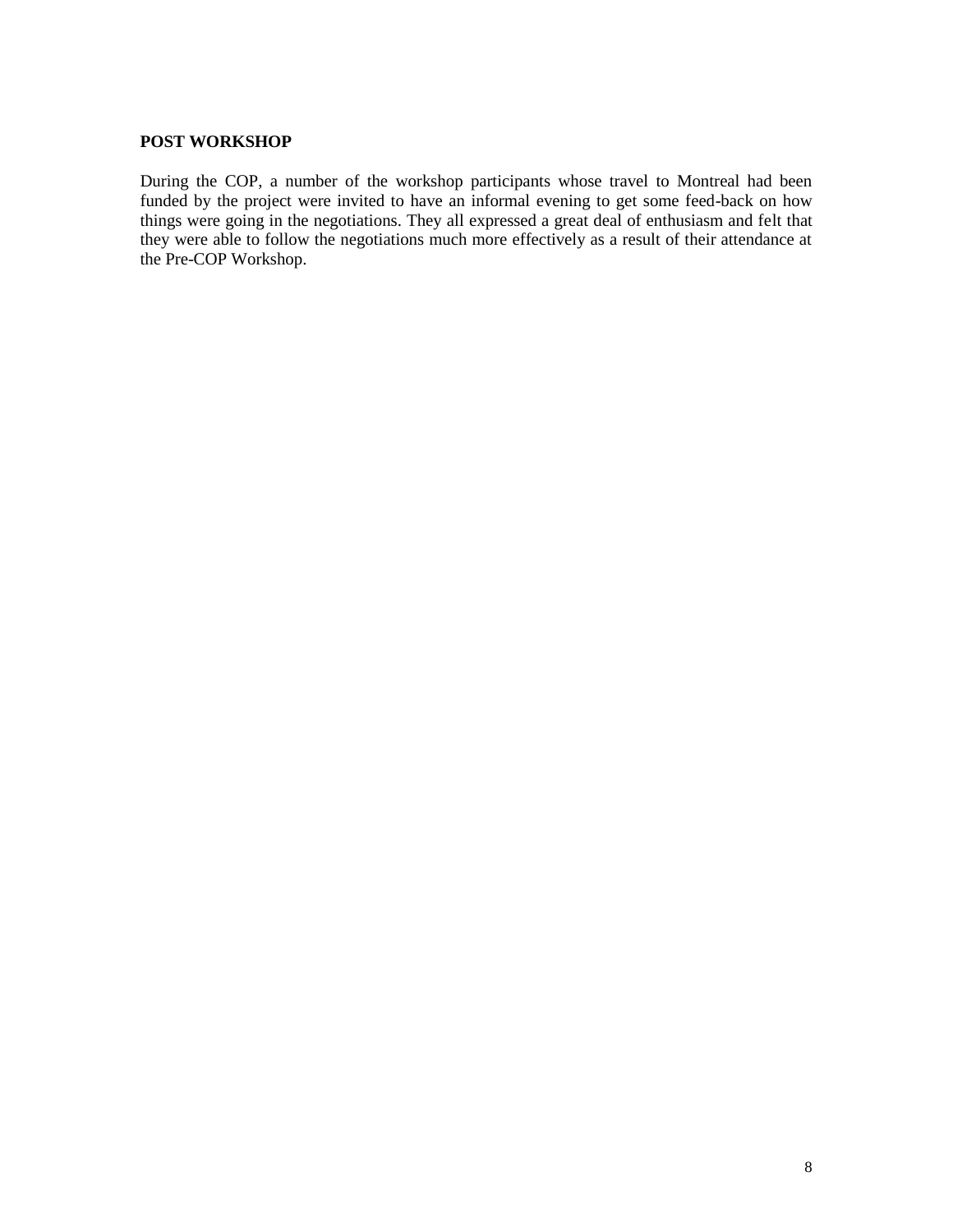**POST WORKSHOP**

During the COP, a number of the workshop participants whose travel to Montreal had been funded by the project were invited to have an informal evening to get some feed-back on how things were going in the negotiations. They all expressed a great deal of enthusiasm and felt that they were able to follow the negotiations much more effectively as a result of their attendance at the Pre-COP Workshop.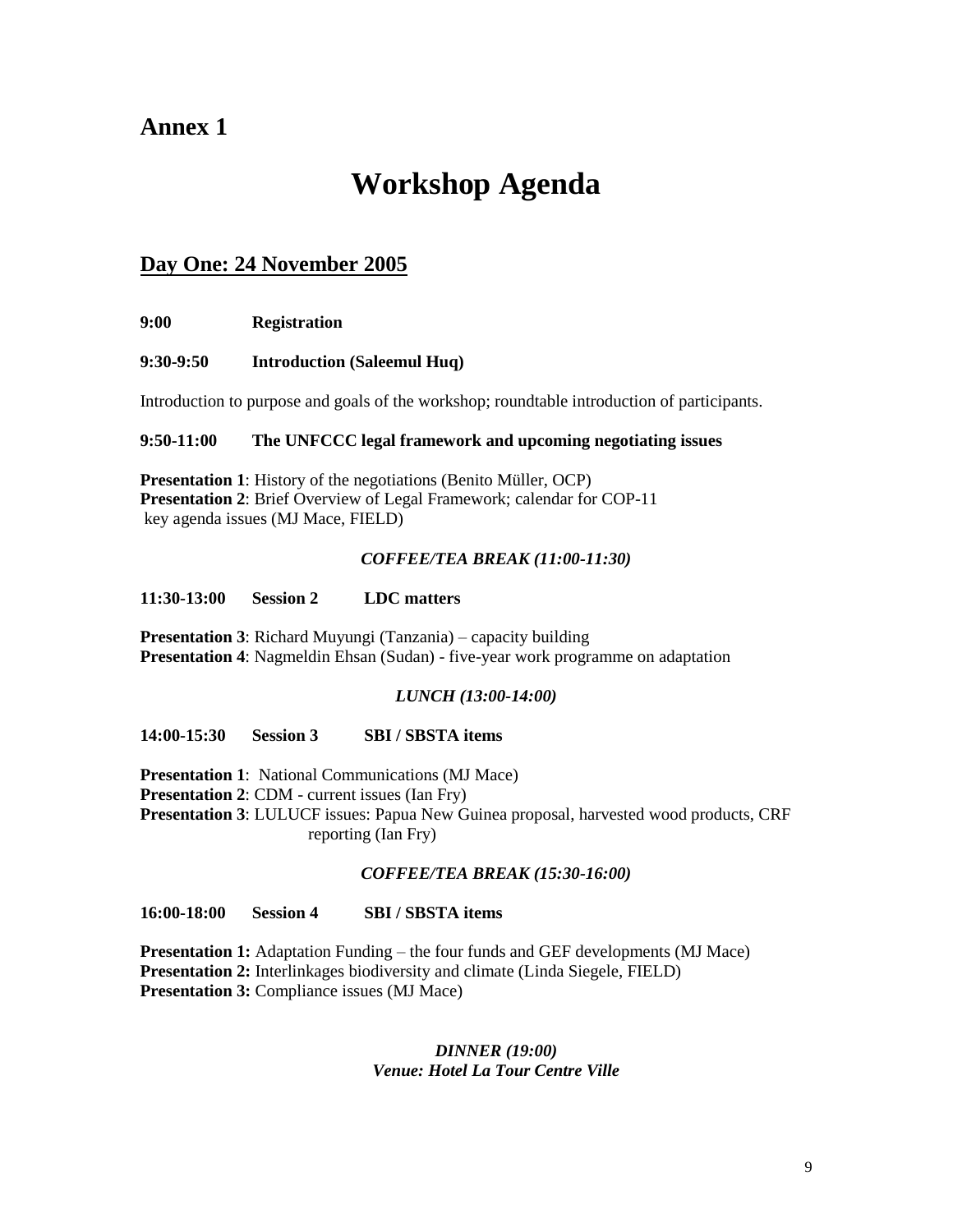## Annex 1

# Workshop Agenda

## Day One: 24 November 2005

**9:00 Registration**

**9:30-9:50 Introduction (Saleemul Huq)**

Introduction to purpose and goals of the workshop; roundtable introduction of participants.

**9:50-11:00 The UNFCCC legal framework and upcoming negotiating issues**

**Presentation 1**: History of the negotiations (Benito Müller, OCP)
**Presentation 2**: Brief Overview of Legal Framework; calendar for COP-11 key agenda issues (MJ Mace, FIELD)

***COFFEE/TEA BREAK (11:00-11:30)***

**11:30-13:00 Session 2 LDC matters**

**Presentation 3**: Richard Muyungi (Tanzania) – capacity building
**Presentation 4**: Nagmeldin Ehsan (Sudan) - five-year work programme on adaptation

***LUNCH (13:00-14:00)***

**14:00-15:30 Session 3 SBI / SBSTA items**

**Presentation 1**: National Communications (MJ Mace)
**Presentation 2**: CDM - current issues (Ian Fry)
**Presentation 3**: LULUCF issues: Papua New Guinea proposal, harvested wood products, CRF reporting (Ian Fry)

***COFFEE/TEA BREAK (15:30-16:00)***

**16:00-18:00 Session 4 SBI / SBSTA items**

**Presentation 1:** Adaptation Funding – the four funds and GEF developments (MJ Mace)
**Presentation 2:** Interlinkages biodiversity and climate (Linda Siegele, FIELD)
**Presentation 3:** Compliance issues (MJ Mace)

***DINNER (19:00)***
***Venue: Hotel La Tour Centre Ville***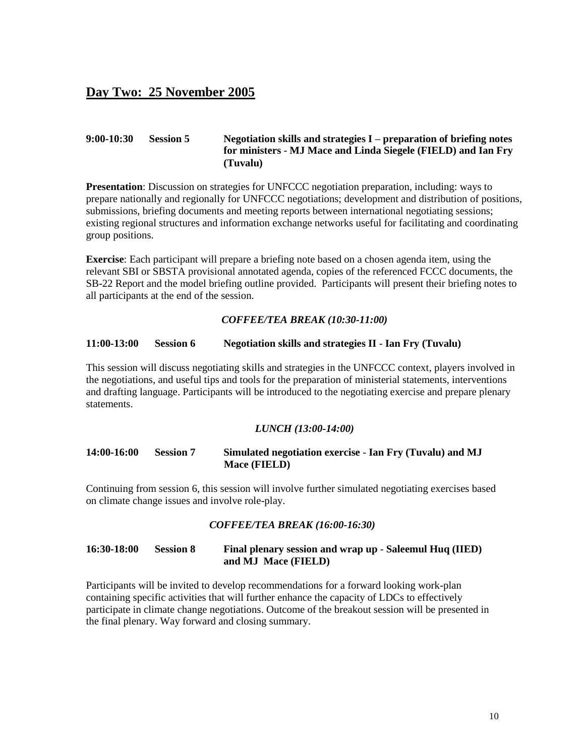## Day Two: 25 November 2005

**9:00-10:30 Session 5 Negotiation skills and strategies I – preparation of briefing notes for ministers - MJ Mace and Linda Siegele (FIELD) and Ian Fry (Tuvalu)**

**Presentation**: Discussion on strategies for UNFCCC negotiation preparation, including: ways to prepare nationally and regionally for UNFCCC negotiations; development and distribution of positions, submissions, briefing documents and meeting reports between international negotiating sessions; existing regional structures and information exchange networks useful for facilitating and coordinating group positions.

**Exercise**: Each participant will prepare a briefing note based on a chosen agenda item, using the relevant SBI or SBSTA provisional annotated agenda, copies of the referenced FCCC documents, the SB-22 Report and the model briefing outline provided. Participants will present their briefing notes to all participants at the end of the session.

***COFFEE/TEA BREAK (10:30-11:00)***

**11:00-13:00 Session 6 Negotiation skills and strategies II - Ian Fry (Tuvalu)**

This session will discuss negotiating skills and strategies in the UNFCCC context, players involved in the negotiations, and useful tips and tools for the preparation of ministerial statements, interventions and drafting language. Participants will be introduced to the negotiating exercise and prepare plenary statements.

***LUNCH (13:00-14:00)***

**14:00-16:00 Session 7 Simulated negotiation exercise - Ian Fry (Tuvalu) and MJ Mace (FIELD)**

Continuing from session 6, this session will involve further simulated negotiating exercises based on climate change issues and involve role-play.

***COFFEE/TEA BREAK (16:00-16:30)***

**16:30-18:00 Session 8 Final plenary session and wrap up - Saleemul Huq (IIED) and MJ Mace (FIELD)**

Participants will be invited to develop recommendations for a forward looking work-plan containing specific activities that will further enhance the capacity of LDCs to effectively participate in climate change negotiations. Outcome of the breakout session will be presented in the final plenary. Way forward and closing summary.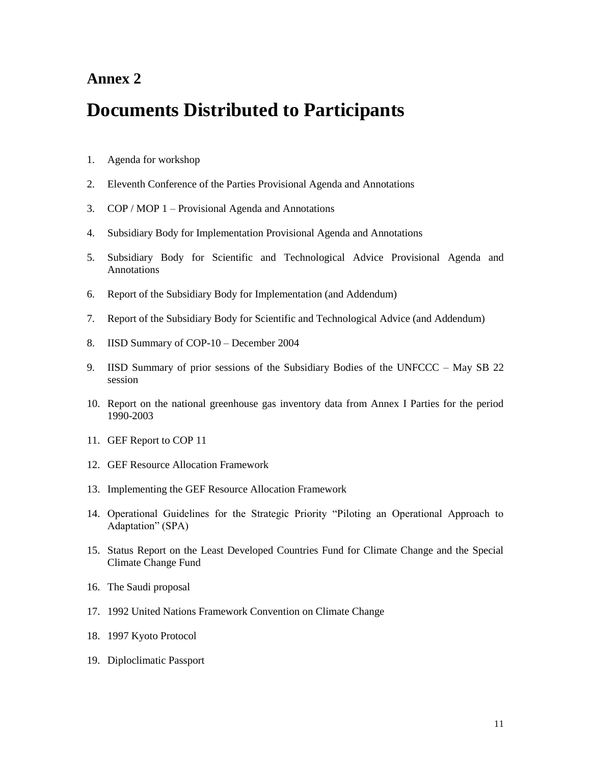# Annex 2

# Documents Distributed to Participants

1. Agenda for workshop
2. Eleventh Conference of the Parties Provisional Agenda and Annotations
3. COP / MOP 1 – Provisional Agenda and Annotations
4. Subsidiary Body for Implementation Provisional Agenda and Annotations
5. Subsidiary Body for Scientific and Technological Advice Provisional Agenda and Annotations
6. Report of the Subsidiary Body for Implementation (and Addendum)
7. Report of the Subsidiary Body for Scientific and Technological Advice (and Addendum)
8. IISD Summary of COP-10 – December 2004
9. IISD Summary of prior sessions of the Subsidiary Bodies of the UNFCCC – May SB 22 session
10. Report on the national greenhouse gas inventory data from Annex I Parties for the period 1990-2003
11. GEF Report to COP 11
12. GEF Resource Allocation Framework
13. Implementing the GEF Resource Allocation Framework
14. Operational Guidelines for the Strategic Priority "Piloting an Operational Approach to Adaptation" (SPA)
15. Status Report on the Least Developed Countries Fund for Climate Change and the Special Climate Change Fund
16. The Saudi proposal
17. 1992 United Nations Framework Convention on Climate Change
18. 1997 Kyoto Protocol
19. Diploclimatic Passport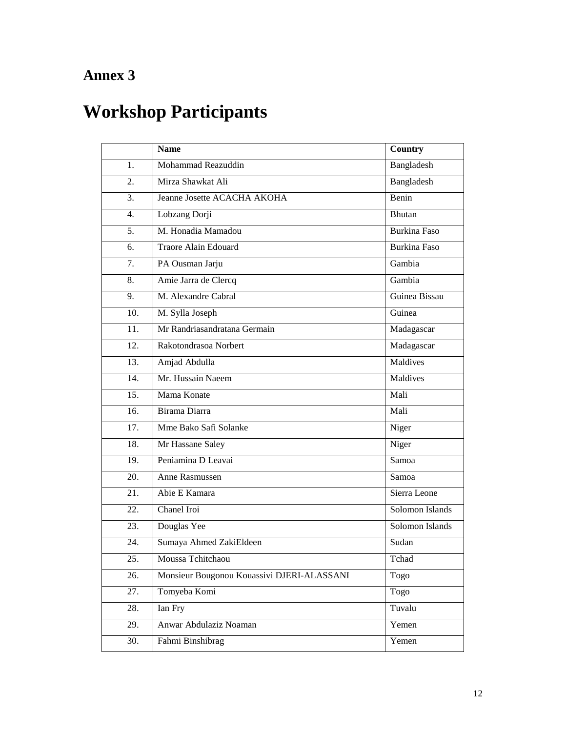# Annex 3

# Workshop Participants

| | Name | Country |
|---|---|---|
| 1. | Mohammad Reazuddin | Bangladesh |
| 2. | Mirza Shawkat Ali | Bangladesh |
| 3. | Jeanne Josette ACACHA AKOHA | Benin |
| 4. | Lobzang Dorji | Bhutan |
| 5. | M. Honadia Mamadou | Burkina Faso |
| 6. | Traore Alain Edouard | Burkina Faso |
| 7. | PA Ousman Jarju | Gambia |
| 8. | Amie Jarra de Clercq | Gambia |
| 9. | M. Alexandre Cabral | Guinea Bissau |
| 10. | M. Sylla Joseph | Guinea |
| 11. | Mr Randriasandratana Germain | Madagascar |
| 12. | Rakotondrasoa Norbert | Madagascar |
| 13. | Amjad Abdulla | Maldives |
| 14. | Mr. Hussain Naeem | Maldives |
| 15. | Mama Konate | Mali |
| 16. | Birama Diarra | Mali |
| 17. | Mme Bako Safi Solanke | Niger |
| 18. | Mr Hassane Saley | Niger |
| 19. | Peniamina D Leavai | Samoa |
| 20. | Anne Rasmussen | Samoa |
| 21. | Abie E Kamara | Sierra Leone |
| 22. | Chanel Iroi | Solomon Islands |
| 23. | Douglas Yee | Solomon Islands |
| 24. | Sumaya Ahmed ZakiEldeen | Sudan |
| 25. | Moussa Tchitchaou | Tchad |
| 26. | Monsieur Bougonou Kouassivi DJERI-ALASSANI | Togo |
| 27. | Tomyeba Komi | Togo |
| 28. | Ian Fry | Tuvalu |
| 29. | Anwar Abdulaziz Noaman | Yemen |
| 30. | Fahmi Binshibrag | Yemen |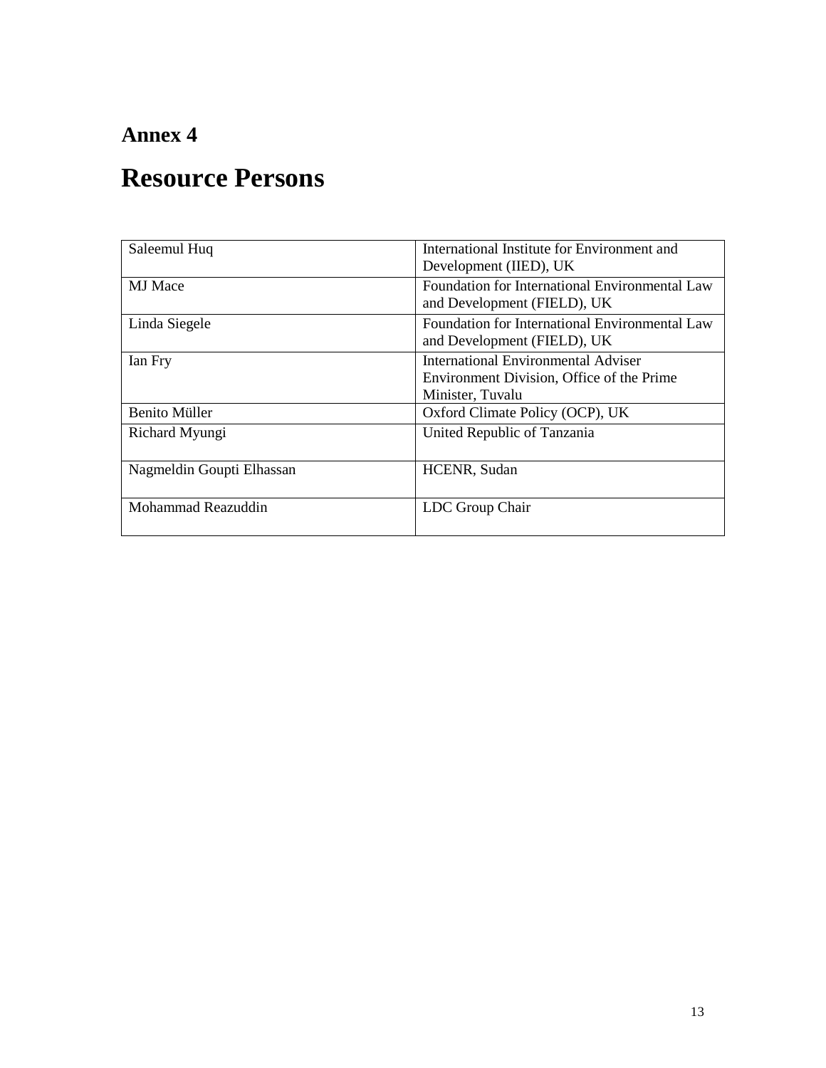## Annex 4

# Resource Persons

| | |
|---|---|
| Saleemul Huq | International Institute for Environment and Development (IIED), UK |
| MJ Mace | Foundation for International Environmental Law and Development (FIELD), UK |
| Linda Siegele | Foundation for International Environmental Law and Development (FIELD), UK |
| Ian Fry | International Environmental Adviser Environment Division, Office of the Prime Minister, Tuvalu |
| Benito Müller | Oxford Climate Policy (OCP), UK |
| Richard Myungi | United Republic of Tanzania |
| Nagmeldin Goupti Elhassan | HCENR, Sudan |
| Mohammad Reazuddin | LDC Group Chair |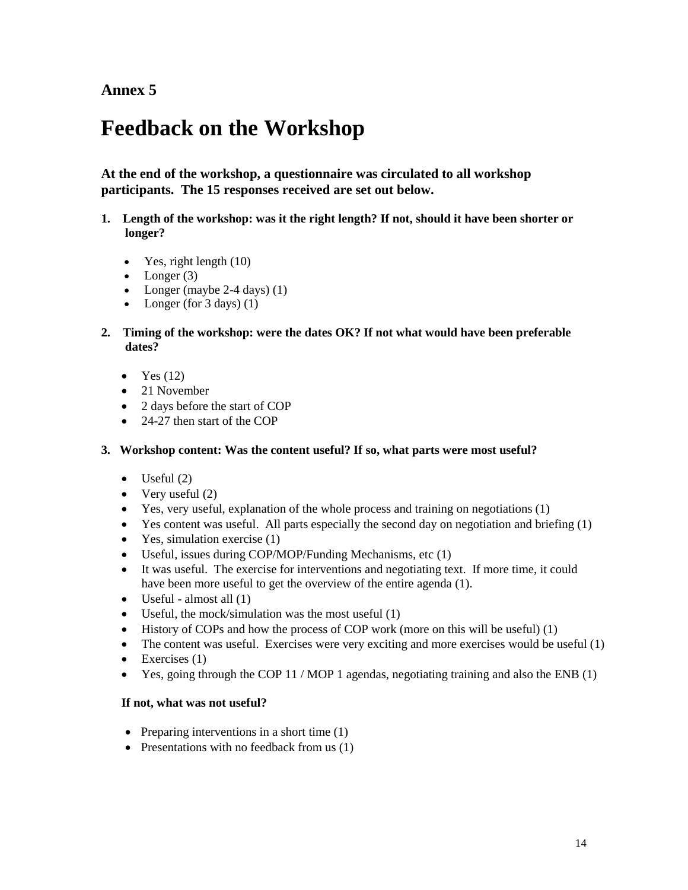## Annex 5

# Feedback on the Workshop

**At the end of the workshop, a questionnaire was circulated to all workshop participants. The 15 responses received are set out below.**

**1. Length of the workshop: was it the right length? If not, should it have been shorter or longer?**

- Yes, right length (10)
- Longer (3)
- Longer (maybe 2-4 days) (1)
- Longer (for 3 days) (1)

**2. Timing of the workshop: were the dates OK? If not what would have been preferable dates?**

- Yes (12)
- 21 November
- 2 days before the start of COP
- 24-27 then start of the COP

**3. Workshop content: Was the content useful? If so, what parts were most useful?**

- Useful (2)
- Very useful (2)
- Yes, very useful, explanation of the whole process and training on negotiations (1)
- Yes content was useful. All parts especially the second day on negotiation and briefing (1)
- Yes, simulation exercise (1)
- Useful, issues during COP/MOP/Funding Mechanisms, etc (1)
- It was useful. The exercise for interventions and negotiating text. If more time, it could have been more useful to get the overview of the entire agenda (1).
- Useful - almost all (1)
- Useful, the mock/simulation was the most useful (1)
- History of COPs and how the process of COP work (more on this will be useful) (1)
- The content was useful. Exercises were very exciting and more exercises would be useful (1)
- Exercises (1)
- Yes, going through the COP 11 / MOP 1 agendas, negotiating training and also the ENB (1)

**If not, what was not useful?**

- Preparing interventions in a short time (1)
- Presentations with no feedback from us (1)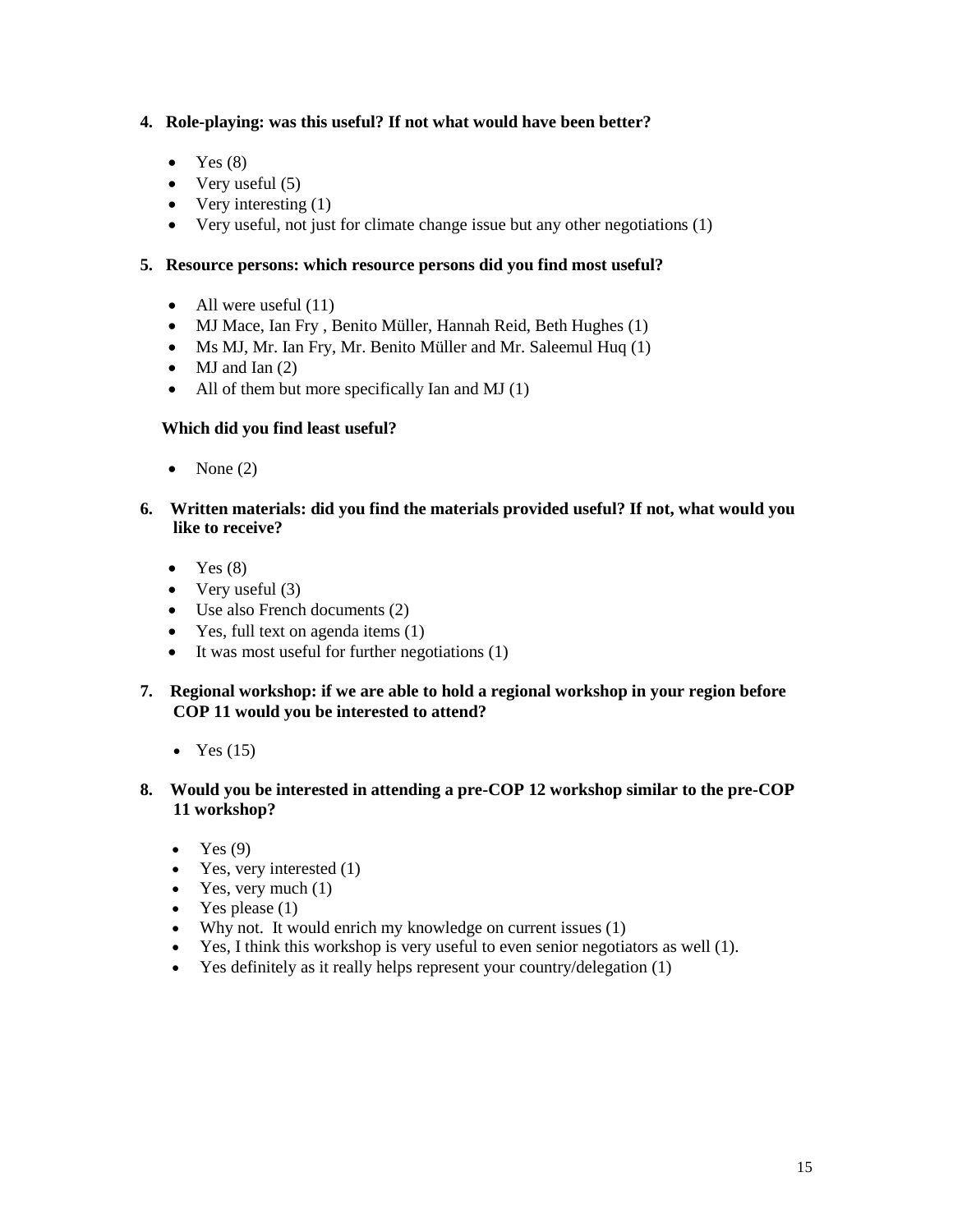**4. Role-playing: was this useful? If not what would have been better?**

- Yes (8)
- Very useful (5)
- Very interesting (1)
- Very useful, not just for climate change issue but any other negotiations (1)

**5. Resource persons: which resource persons did you find most useful?**

- All were useful (11)
- MJ Mace, Ian Fry , Benito Müller, Hannah Reid, Beth Hughes (1)
- Ms MJ, Mr. Ian Fry, Mr. Benito Müller and Mr. Saleemul Huq (1)
- MJ and Ian (2)
- All of them but more specifically Ian and MJ (1)

**Which did you find least useful?**

- None (2)

**6. Written materials: did you find the materials provided useful? If not, what would you like to receive?**

- Yes (8)
- Very useful (3)
- Use also French documents (2)
- Yes, full text on agenda items (1)
- It was most useful for further negotiations (1)

**7. Regional workshop: if we are able to hold a regional workshop in your region before COP 11 would you be interested to attend?**

- Yes (15)

**8. Would you be interested in attending a pre-COP 12 workshop similar to the pre-COP 11 workshop?**

- Yes (9)
- Yes, very interested (1)
- Yes, very much (1)
- Yes please (1)
- Why not. It would enrich my knowledge on current issues (1)
- Yes, I think this workshop is very useful to even senior negotiators as well (1).
- Yes definitely as it really helps represent your country/delegation (1)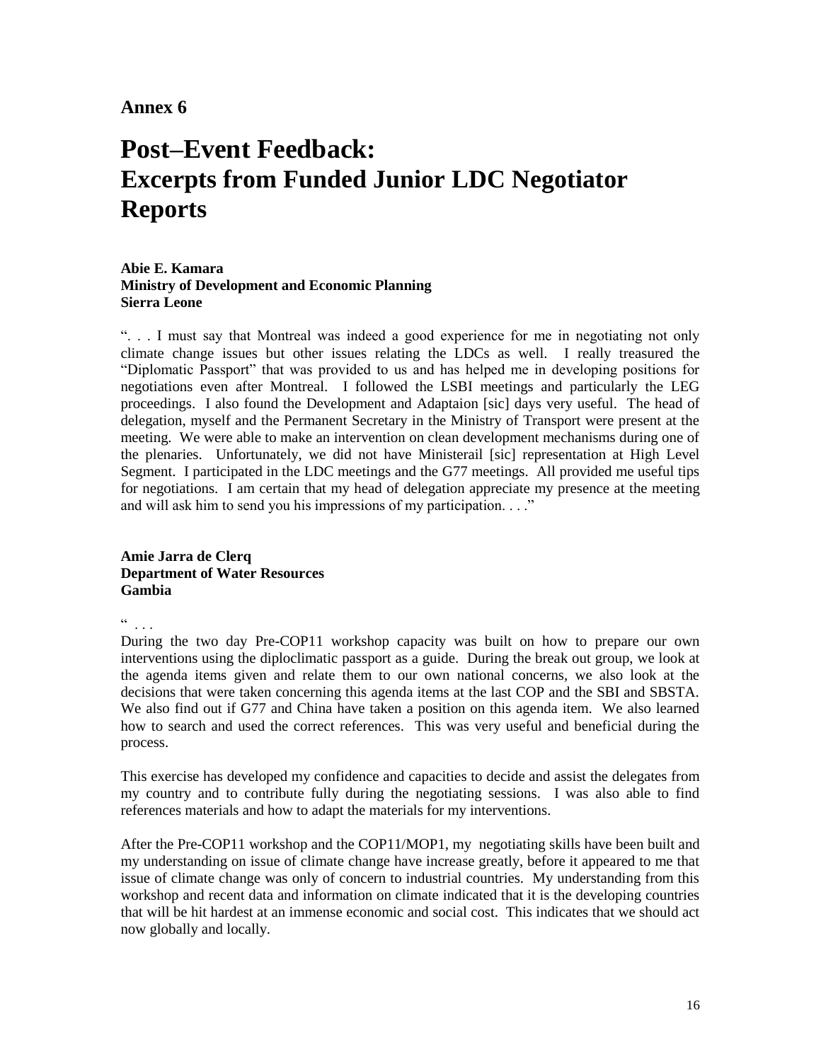**Annex 6**

# Post–Event Feedback: Excerpts from Funded Junior LDC Negotiator Reports

**Abie E. Kamara**
**Ministry of Development and Economic Planning**
**Sierra Leone**

". . . I must say that Montreal was indeed a good experience for me in negotiating not only climate change issues but other issues relating the LDCs as well. I really treasured the "Diplomatic Passport" that was provided to us and has helped me in developing positions for negotiations even after Montreal. I followed the LSBI meetings and particularly the LEG proceedings. I also found the Development and Adaptaion [sic] days very useful. The head of delegation, myself and the Permanent Secretary in the Ministry of Transport were present at the meeting. We were able to make an intervention on clean development mechanisms during one of the plenaries. Unfortunately, we did not have Ministerail [sic] representation at High Level Segment. I participated in the LDC meetings and the G77 meetings. All provided me useful tips for negotiations. I am certain that my head of delegation appreciate my presence at the meeting and will ask him to send you his impressions of my participation. . . ."

**Amie Jarra de Clerq**
**Department of Water Resources**
**Gambia**

" . . .

During the two day Pre-COP11 workshop capacity was built on how to prepare our own interventions using the diploclimatic passport as a guide. During the break out group, we look at the agenda items given and relate them to our own national concerns, we also look at the decisions that were taken concerning this agenda items at the last COP and the SBI and SBSTA. We also find out if G77 and China have taken a position on this agenda item. We also learned how to search and used the correct references. This was very useful and beneficial during the process.

This exercise has developed my confidence and capacities to decide and assist the delegates from my country and to contribute fully during the negotiating sessions. I was also able to find references materials and how to adapt the materials for my interventions.

After the Pre-COP11 workshop and the COP11/MOP1, my negotiating skills have been built and my understanding on issue of climate change have increase greatly, before it appeared to me that issue of climate change was only of concern to industrial countries. My understanding from this workshop and recent data and information on climate indicated that it is the developing countries that will be hit hardest at an immense economic and social cost. This indicates that we should act now globally and locally.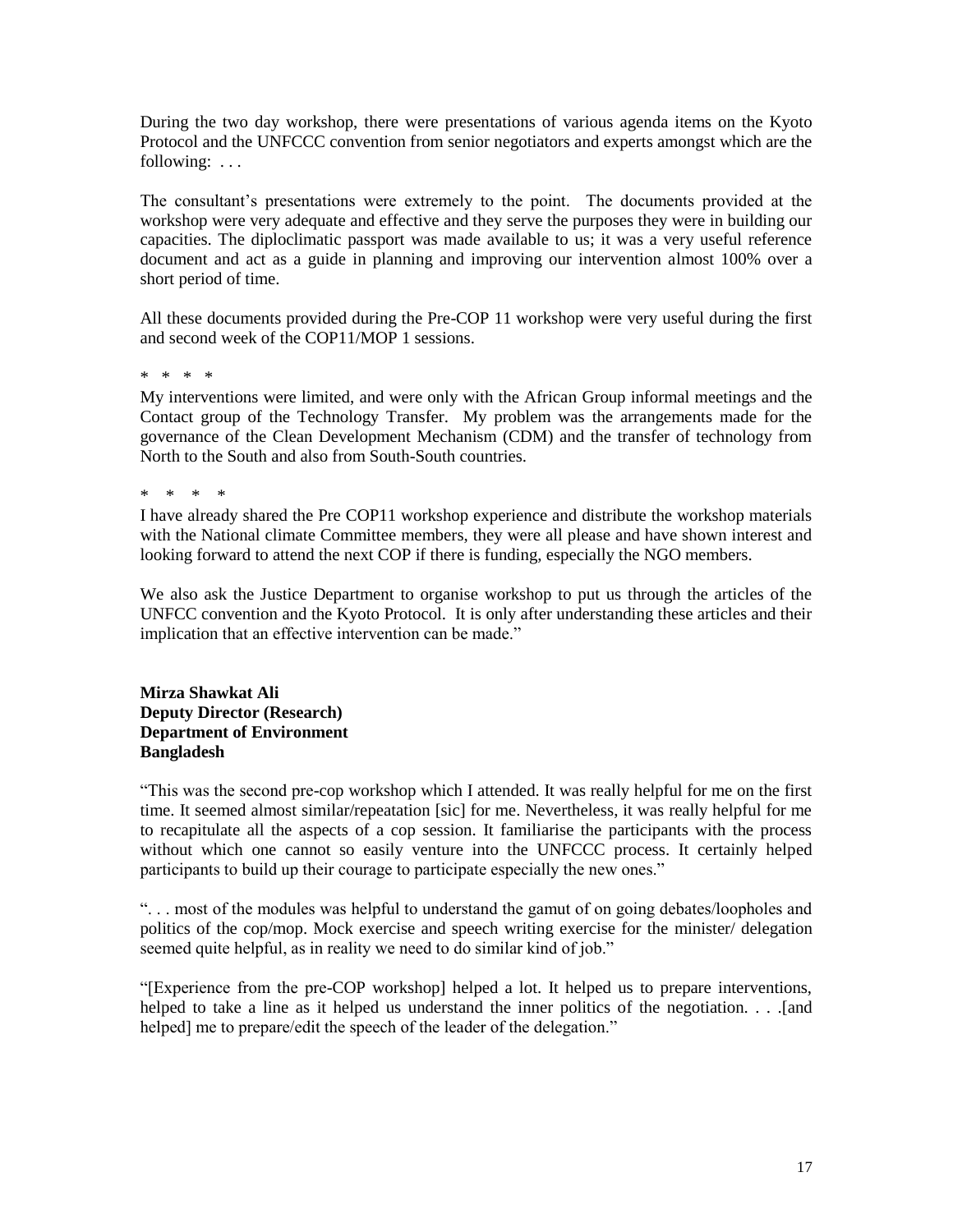During the two day workshop, there were presentations of various agenda items on the Kyoto Protocol and the UNFCCC convention from senior negotiators and experts amongst which are the following: . . .

The consultant's presentations were extremely to the point. The documents provided at the workshop were very adequate and effective and they serve the purposes they were in building our capacities. The diploclimatic passport was made available to us; it was a very useful reference document and act as a guide in planning and improving our intervention almost 100% over a short period of time.

All these documents provided during the Pre-COP 11 workshop were very useful during the first and second week of the COP11/MOP 1 sessions.

\* \* \* \*

My interventions were limited, and were only with the African Group informal meetings and the Contact group of the Technology Transfer. My problem was the arrangements made for the governance of the Clean Development Mechanism (CDM) and the transfer of technology from North to the South and also from South-South countries.

\* \* \* \*

I have already shared the Pre COP11 workshop experience and distribute the workshop materials with the National climate Committee members, they were all please and have shown interest and looking forward to attend the next COP if there is funding, especially the NGO members.

We also ask the Justice Department to organise workshop to put us through the articles of the UNFCC convention and the Kyoto Protocol. It is only after understanding these articles and their implication that an effective intervention can be made."

**Mirza Shawkat Ali**
**Deputy Director (Research)**
**Department of Environment**
**Bangladesh**

"This was the second pre-cop workshop which I attended. It was really helpful for me on the first time. It seemed almost similar/repeatation [sic] for me. Nevertheless, it was really helpful for me to recapitulate all the aspects of a cop session. It familiarise the participants with the process without which one cannot so easily venture into the UNFCCC process. It certainly helped participants to build up their courage to participate especially the new ones."

". . . most of the modules was helpful to understand the gamut of on going debates/loopholes and politics of the cop/mop. Mock exercise and speech writing exercise for the minister/ delegation seemed quite helpful, as in reality we need to do similar kind of job."

"[Experience from the pre-COP workshop] helped a lot. It helped us to prepare interventions, helped to take a line as it helped us understand the inner politics of the negotiation. . . .[and helped] me to prepare/edit the speech of the leader of the delegation."